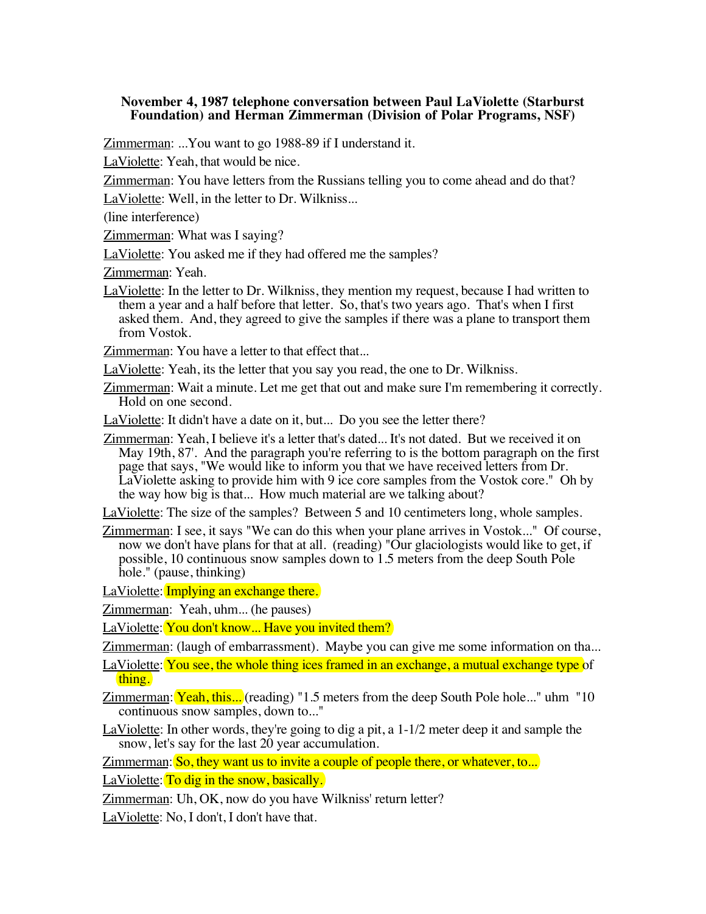**November 4, 1987 telephone conversation between Paul LaViolette (Starburst Foundation) and Herman Zimmerman (Division of Polar Programs, NSF)**

Zimmerman: ...You want to go 1988-89 if I understand it.

LaViolette: Yeah, that would be nice.

Zimmerman: You have letters from the Russians telling you to come ahead and do that?

LaViolette: Well, in the letter to Dr. Wilkniss...

(line interference)

Zimmerman: What was I saying?

LaViolette: You asked me if they had offered me the samples?

Zimmerman: Yeah.

LaViolette: In the letter to Dr. Wilkniss, they mention my request, because I had written to them a year and a half before that letter. So, that's two years ago. That's when I first asked them. And, they agreed to give the samples if there was a plane to transport them from Vostok.

Zimmerman: You have a letter to that effect that...

LaViolette: Yeah, its the letter that you say you read, the one to Dr. Wilkniss.

Zimmerman: Wait a minute. Let me get that out and make sure I'm remembering it correctly. Hold on one second.

LaViolette: It didn't have a date on it, but... Do you see the letter there?

Zimmerman: Yeah, I believe it's a letter that's dated... It's not dated. But we received it on May 19th, 87'. And the paragraph you're referring to is the bottom paragraph on the first page that says, "We would like to inform you that we have received letters from Dr. LaViolette asking to provide him with 9 ice core samples from the Vostok core." Oh by the way how big is that... How much material are we talking about?

LaViolette: The size of the samples? Between 5 and 10 centimeters long, whole samples.

Zimmerman: I see, it says "We can do this when your plane arrives in Vostok..." Of course, now we don't have plans for that at all. (reading) "Our glaciologists would like to get, if possible, 10 continuous snow samples down to 1.5 meters from the deep South Pole hole." (pause, thinking)

LaViolette: Implying an exchange there.

Zimmerman: Yeah, uhm... (he pauses)

LaViolette: You don't know... Have you invited them?

Zimmerman: (laugh of embarrassment). Maybe you can give me some information on tha...

LaViolette: You see, the whole thing ices framed in an exchange, a mutual exchange type of thing.

Zimmerman: Yeah, this... (reading) "1.5 meters from the deep South Pole hole..." uhm "10 continuous snow samples, down to..."

LaViolette: In other words, they're going to dig a pit, a 1-1/2 meter deep it and sample the snow, let's say for the last 20 year accumulation.

Zimmerman: So, they want us to invite a couple of people there, or whatever, to...

LaViolette: To dig in the snow, basically.

Zimmerman: Uh, OK, now do you have Wilkniss' return letter?

LaViolette: No, I don't, I don't have that.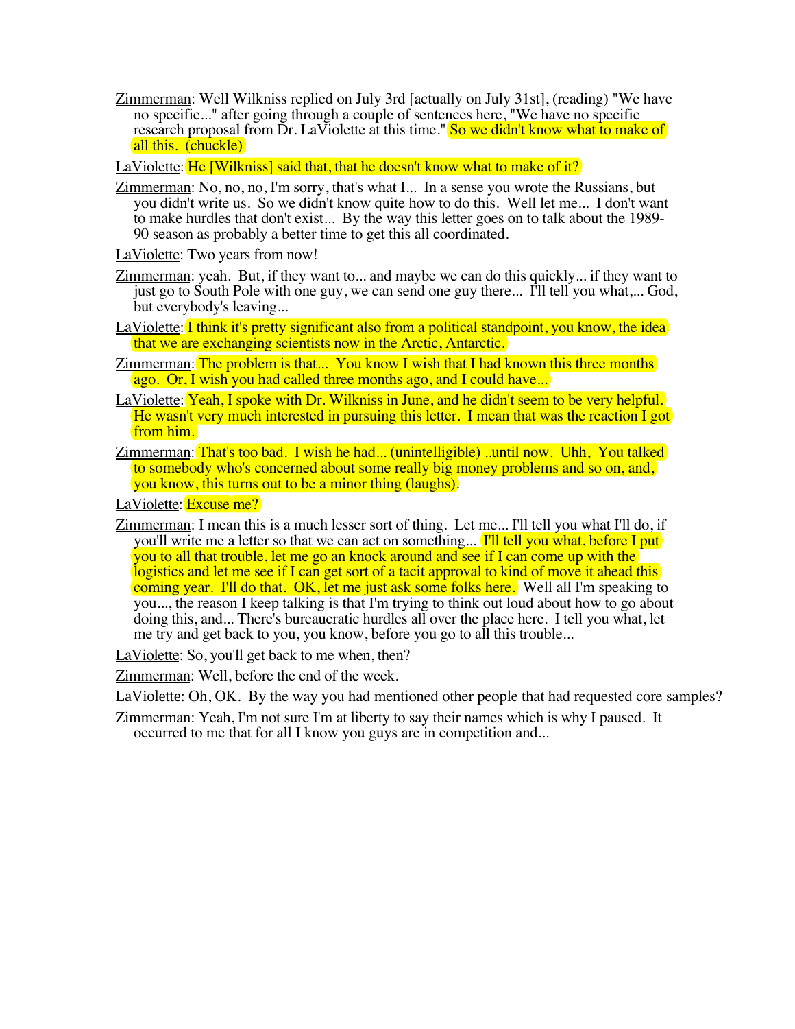Zimmerman: Well Wilkniss replied on July 3rd [actually on July 31st], (reading) "We have no specific..." after going through a couple of sentences here, "We have no specific research proposal from Dr. LaViolette at this time." So we didn't know what to make of all this. (chuckle)

LaViolette: He [Wilkniss] said that, that he doesn't know what to make of it?

Zimmerman: No, no, no, I'm sorry, that's what I... In a sense you wrote the Russians, but you didn't write us. So we didn't know quite how to do this. Well let me... I don't want to make hurdles that don't exist... By the way this letter goes on to talk about the 1989-90 season as probably a better time to get this all coordinated.

LaViolette: Two years from now!

Zimmerman: yeah. But, if they want to... and maybe we can do this quickly... if they want to just go to South Pole with one guy, we can send one guy there... I'll tell you what,... God, but everybody's leaving...

LaViolette: I think it's pretty significant also from a political standpoint, you know, the idea that we are exchanging scientists now in the Arctic, Antarctic.

Zimmerman: The problem is that... You know I wish that I had known this three months ago. Or, I wish you had called three months ago, and I could have...

LaViolette: Yeah, I spoke with Dr. Wilkniss in June, and he didn't seem to be very helpful. He wasn't very much interested in pursuing this letter. I mean that was the reaction I got from him.

Zimmerman: That's too bad. I wish he had... (unintelligible) ..until now. Uhh, You talked to somebody who's concerned about some really big money problems and so on, and, you know, this turns out to be a minor thing (laughs).

LaViolette: Excuse me?

Zimmerman: I mean this is a much lesser sort of thing. Let me... I'll tell you what I'll do, if you'll write me a letter so that we can act on something... I'll tell you what, before I put you to all that trouble, let me go an knock around and see if I can come up with the logistics and let me see if I can get sort of a tacit approval to kind of move it ahead this coming year. I'll do that. OK, let me just ask some folks here. Well all I'm speaking to you..., the reason I keep talking is that I'm trying to think out loud about how to go about doing this, and... There's bureaucratic hurdles all over the place here. I tell you what, let me try and get back to you, you know, before you go to all this trouble...

LaViolette: So, you'll get back to me when, then?

Zimmerman: Well, before the end of the week.

LaViolette: Oh, OK. By the way you had mentioned other people that had requested core samples?

Zimmerman: Yeah, I'm not sure I'm at liberty to say their names which is why I paused. It occurred to me that for all I know you guys are in competition and...